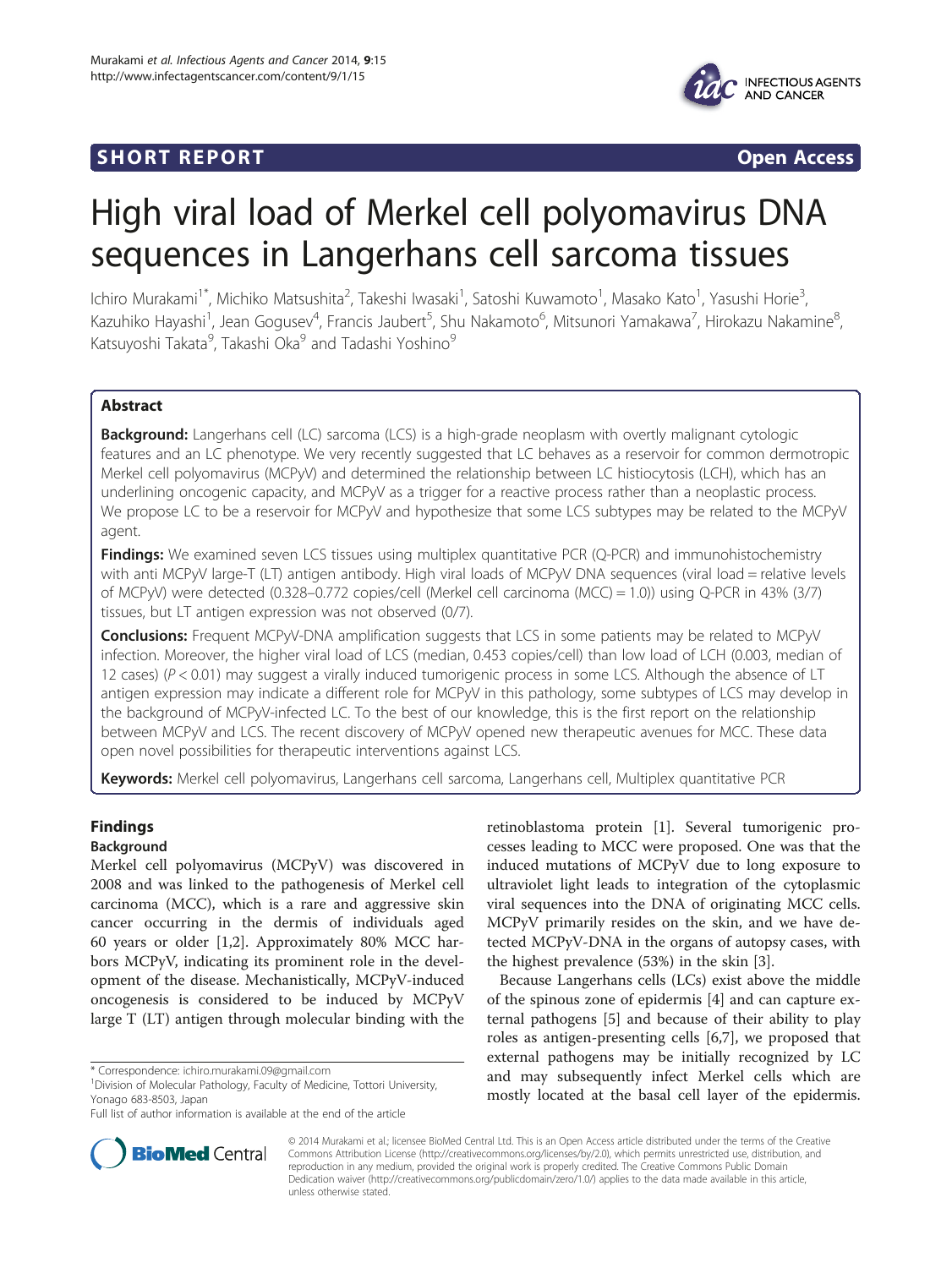SHORT REPORT

Open Access

# High viral load of Merkel cell polyomavirus DNA sequences in Langerhans cell sarcoma tissues

Ichiro Murakami[1*], Michiko Matsushita[2], Takeshi Iwasaki[1], Satoshi Kuwamoto[1], Masako Kato[1], Yasushi Horie[3], Kazuhiko Hayashi[1], Jean Gogusev[4], Francis Jaubert[5], Shu Nakamoto[6], Mitsunori Yamakawa[7], Hirokazu Nakamine[8], Katsuyoshi Takata[9], Takashi Oka[9] and Tadashi Yoshino[9]

## Abstract

**Background:** Langerhans cell (LC) sarcoma (LCS) is a high-grade neoplasm with overtly malignant cytologic features and an LC phenotype. We very recently suggested that LC behaves as a reservoir for common dermotropic Merkel cell polyomavirus (MCPyV) and determined the relationship between LC histiocytosis (LCH), which has an underlining oncogenic capacity, and MCPyV as a trigger for a reactive process rather than a neoplastic process. We propose LC to be a reservoir for MCPyV and hypothesize that some LCS subtypes may be related to the MCPyV agent.

**Findings:** We examined seven LCS tissues using multiplex quantitative PCR (Q-PCR) and immunohistochemistry with anti MCPyV large-T (LT) antigen antibody. High viral loads of MCPyV DNA sequences (viral load = relative levels of MCPyV) were detected (0.328–0.772 copies/cell (Merkel cell carcinoma (MCC) = 1.0)) using Q-PCR in 43% (3/7) tissues, but LT antigen expression was not observed (0/7).

**Conclusions:** Frequent MCPyV-DNA amplification suggests that LCS in some patients may be related to MCPyV infection. Moreover, the higher viral load of LCS (median, 0.453 copies/cell) than low load of LCH (0.003, median of 12 cases) ($P < 0.01$) may suggest a virally induced tumorigenic process in some LCS. Although the absence of LT antigen expression may indicate a different role for MCPyV in this pathology, some subtypes of LCS may develop in the background of MCPyV-infected LC. To the best of our knowledge, this is the first report on the relationship between MCPyV and LCS. The recent discovery of MCPyV opened new therapeutic avenues for MCC. These data open novel possibilities for therapeutic interventions against LCS.

**Keywords:** Merkel cell polyomavirus, Langerhans cell sarcoma, Langerhans cell, Multiplex quantitative PCR

## Findings

### Background

Merkel cell polyomavirus (MCPyV) was discovered in 2008 and was linked to the pathogenesis of Merkel cell carcinoma (MCC), which is a rare and aggressive skin cancer occurring in the dermis of individuals aged 60 years or older [1,2]. Approximately 80% MCC harbors MCPyV, indicating its prominent role in the development of the disease. Mechanistically, MCPyV-induced oncogenesis is considered to be induced by MCPyV large T (LT) antigen through molecular binding with the retinoblastoma protein [1]. Several tumorigenic processes leading to MCC were proposed. One was that the induced mutations of MCPyV due to long exposure to ultraviolet light leads to integration of the cytoplasmic viral sequences into the DNA of originating MCC cells. MCPyV primarily resides on the skin, and we have detected MCPyV-DNA in the organs of autopsy cases, with the highest prevalence (53%) in the skin [3].

Because Langerhans cells (LCs) exist above the middle of the spinous zone of epidermis [4] and can capture external pathogens [5] and because of their ability to play roles as antigen-presenting cells [6,7], we proposed that external pathogens may be initially recognized by LC and may subsequently infect Merkel cells which are mostly located at the basal cell layer of the epidermis.

\* Correspondence: ichiro.murakami.09@gmail.com
[1]Division of Molecular Pathology, Faculty of Medicine, Tottori University, Yonago 683-8503, Japan
Full list of author information is available at the end of the article

© 2014 Murakami et al.; licensee BioMed Central Ltd. This is an Open Access article distributed under the terms of the Creative Commons Attribution License (http://creativecommons.org/licenses/by/2.0), which permits unrestricted use, distribution, and reproduction in any medium, provided the original work is properly credited. The Creative Commons Public Domain Dedication waiver (http://creativecommons.org/publicdomain/zero/1.0/) applies to the data made available in this article, unless otherwise stated.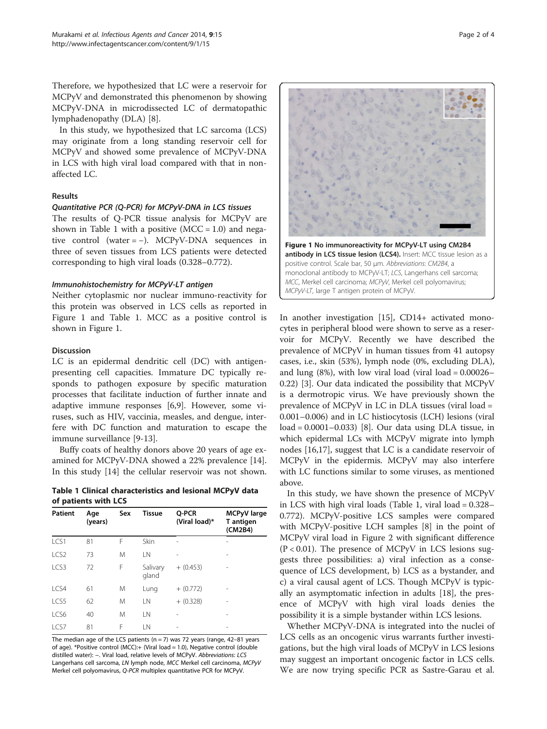Therefore, we hypothesized that LC were a reservoir for MCPyV and demonstrated this phenomenon by showing MCPyV-DNA in microdissected LC of dermatopathic lymphadenopathy (DLA) [8].

In this study, we hypothesized that LC sarcoma (LCS) may originate from a long standing reservoir cell for MCPyV and showed some prevalence of MCPyV-DNA in LCS with high viral load compared with that in non-affected LC.

## Results

### *Quantitative PCR (Q-PCR) for MCPyV-DNA in LCS tissues*

The results of Q-PCR tissue analysis for MCPyV are shown in Table 1 with a positive (MCC = 1.0) and negative control (water = −). MCPyV-DNA sequences in three of seven tissues from LCS patients were detected corresponding to high viral loads (0.328–0.772).

### *Immunohistochemistry for MCPyV-LT antigen*

Neither cytoplasmic nor nuclear immuno-reactivity for this protein was observed in LCS cells as reported in Figure 1 and Table 1. MCC as a positive control is shown in Figure 1.

## Discussion

LC is an epidermal dendritic cell (DC) with antigen-presenting cell capacities. Immature DC typically responds to pathogen exposure by specific maturation processes that facilitate induction of further innate and adaptive immune responses [6,9]. However, some viruses, such as HIV, vaccinia, measles, and dengue, interfere with DC function and maturation to escape the immune surveillance [9-13].

Buffy coats of healthy donors above 20 years of age examined for MCPyV-DNA showed a 22% prevalence [14]. In this study [14] the cellular reservoir was not shown.

**Table 1 Clinical characteristics and lesional MCPyV data of patients with LCS**

| Patient | Age (years) | Sex | Tissue | Q-PCR (Viral load)* | MCPyV large T antigen (CM2B4) |
|---|---|---|---|---|---|
| LCS1 | 81 | F | Skin | - | - |
| LCS2 | 73 | M | LN | - | - |
| LCS3 | 72 | F | Salivary gland | + (0.453) | - |
| LCS4 | 61 | M | Lung | + (0.772) | - |
| LCS5 | 62 | M | LN | + (0.328) | - |
| LCS6 | 40 | M | LN | - | - |
| LCS7 | 81 | F | LN | - | - |

The median age of the LCS patients (n = 7) was 72 years (range, 42–81 years of age). *Positive control (MCC):+ (Viral load = 1.0), Negative control (double distilled water): −. Viral load, relative levels of MCPyV. *Abbreviations*: *LCS* Langerhans cell sarcoma, *LN* lymph node, *MCC* Merkel cell carcinoma, *MCPyV* Merkel cell polyomavirus, *Q-PCR* multiplex quantitative PCR for MCPyV.

**Figure 1 No immunoreactivity for MCPyV-LT using CM2B4 antibody in LCS tissue lesion (LCS4).** Insert: MCC tissue lesion as a positive control. Scale bar, 50 μm. *Abbreviations*: *CM2B4*, a monoclonal antibody to MCPyV-LT; *LCS*, Langerhans cell sarcoma; *MCC*, Merkel cell carcinoma; *MCPyV*, Merkel cell polyomavirus; *MCPyV-LT*, large T antigen protein of MCPyV.

In another investigation [15], CD14+ activated monocytes in peripheral blood were shown to serve as a reservoir for MCPyV. Recently we have described the prevalence of MCPyV in human tissues from 41 autopsy cases, i.e., skin (53%), lymph node (0%, excluding DLA), and lung (8%), with low viral load (viral load = 0.00026–0.22) [3]. Our data indicated the possibility that MCPyV is a dermotropic virus. We have previously shown the prevalence of MCPyV in LC in DLA tissues (viral load = 0.001–0.006) and in LC histiocytosis (LCH) lesions (viral load = 0.0001–0.033) [8]. Our data using DLA tissue, in which epidermal LCs with MCPyV migrate into lymph nodes [16,17], suggest that LC is a candidate reservoir of MCPyV in the epidermis. MCPyV may also interfere with LC functions similar to some viruses, as mentioned above.

In this study, we have shown the presence of MCPyV in LCS with high viral loads (Table 1, viral load = 0.328–0.772). MCPyV-positive LCS samples were compared with MCPyV-positive LCH samples [8] in the point of MCPyV viral load in Figure 2 with significant difference ($P < 0.01$). The presence of MCPyV in LCS lesions suggests three possibilities: a) viral infection as a consequence of LCS development, b) LCS as a bystander, and c) a viral causal agent of LCS. Though MCPyV is typically an asymptomatic infection in adults [18], the presence of MCPyV with high viral loads denies the possibility it is a simple bystander within LCS lesions.

Whether MCPyV-DNA is integrated into the nuclei of LCS cells as an oncogenic virus warrants further investigations, but the high viral loads of MCPyV in LCS lesions may suggest an important oncogenic factor in LCS cells. We are now trying specific PCR as Sastre-Garau et al.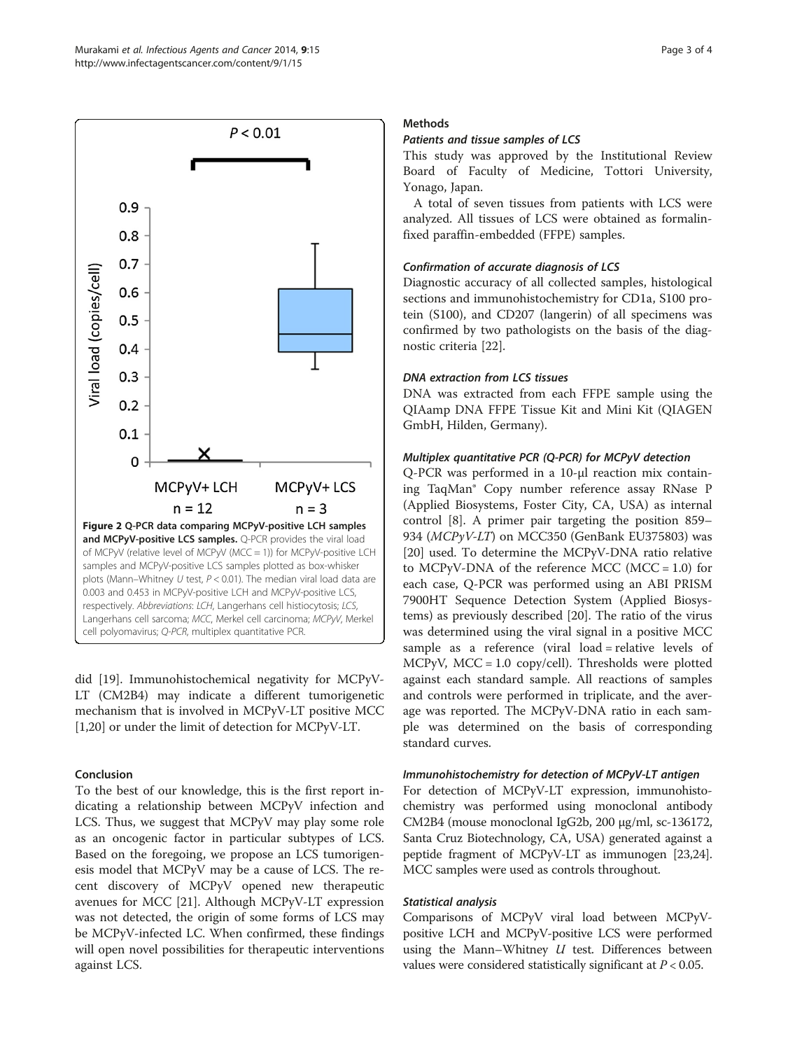Figure 2 Q-PCR data comparing MCPyV-positive LCH samples and MCPyV-positive LCS samples. Q-PCR provides the viral load of MCPyV (relative level of MCPyV (MCC = 1)) for MCPyV-positive LCH samples and MCPyV-positive LCS samples plotted as box-whisker plots (Mann–Whitney *U* test, $P < 0.01$). The median viral load data are 0.003 and 0.453 in MCPyV-positive LCH and MCPyV-positive LCS, respectively. *Abbreviations*: *LCH*, Langerhans cell histiocytosis; *LCS*, Langerhans cell sarcoma; *MCC*, Merkel cell carcinoma; *MCPyV*, Merkel cell polyomavirus; *Q-PCR*, multiplex quantitative PCR.

did [19]. Immunohistochemical negativity for MCPyV-LT (CM2B4) may indicate a different tumorigenetic mechanism that is involved in MCPyV-LT positive MCC [1,20] or under the limit of detection for MCPyV-LT.

## Conclusion

To the best of our knowledge, this is the first report indicating a relationship between MCPyV infection and LCS. Thus, we suggest that MCPyV may play some role as an oncogenic factor in particular subtypes of LCS. Based on the foregoing, we propose an LCS tumorigenesis model that MCPyV may be a cause of LCS. The recent discovery of MCPyV opened new therapeutic avenues for MCC [21]. Although MCPyV-LT expression was not detected, the origin of some forms of LCS may be MCPyV-infected LC. When confirmed, these findings will open novel possibilities for therapeutic interventions against LCS.

## Methods

### *Patients and tissue samples of LCS*

This study was approved by the Institutional Review Board of Faculty of Medicine, Tottori University, Yonago, Japan.

A total of seven tissues from patients with LCS were analyzed. All tissues of LCS were obtained as formalin-fixed paraffin-embedded (FFPE) samples.

### *Confirmation of accurate diagnosis of LCS*

Diagnostic accuracy of all collected samples, histological sections and immunohistochemistry for CD1a, S100 protein (S100), and CD207 (langerin) of all specimens was confirmed by two pathologists on the basis of the diagnostic criteria [22].

### *DNA extraction from LCS tissues*

DNA was extracted from each FFPE sample using the QIAamp DNA FFPE Tissue Kit and Mini Kit (QIAGEN GmbH, Hilden, Germany).

### *Multiplex quantitative PCR (Q-PCR) for MCPyV detection*

Q-PCR was performed in a 10-μl reaction mix containing TaqMan® Copy number reference assay RNase P (Applied Biosystems, Foster City, CA, USA) as internal control [8]. A primer pair targeting the position 859–934 (*MCPyV-LT*) on MCC350 (GenBank EU375803) was [20] used. To determine the MCPyV-DNA ratio relative to MCPyV-DNA of the reference MCC (MCC = 1.0) for each case, Q-PCR was performed using an ABI PRISM 7900HT Sequence Detection System (Applied Biosystems) as previously described [20]. The ratio of the virus was determined using the viral signal in a positive MCC sample as a reference (viral load = relative levels of MCPyV, MCC = 1.0 copy/cell). Thresholds were plotted against each standard sample. All reactions of samples and controls were performed in triplicate, and the average was reported. The MCPyV-DNA ratio in each sample was determined on the basis of corresponding standard curves.

### *Immunohistochemistry for detection of MCPyV-LT antigen*

For detection of MCPyV-LT expression, immunohistochemistry was performed using monoclonal antibody CM2B4 (mouse monoclonal IgG2b, 200 μg/ml, sc-136172, Santa Cruz Biotechnology, CA, USA) generated against a peptide fragment of MCPyV-LT as immunogen [23,24]. MCC samples were used as controls throughout.

### *Statistical analysis*

Comparisons of MCPyV viral load between MCPyV-positive LCH and MCPyV-positive LCS were performed using the Mann–Whitney *U* test. Differences between values were considered statistically significant at $P < 0.05$.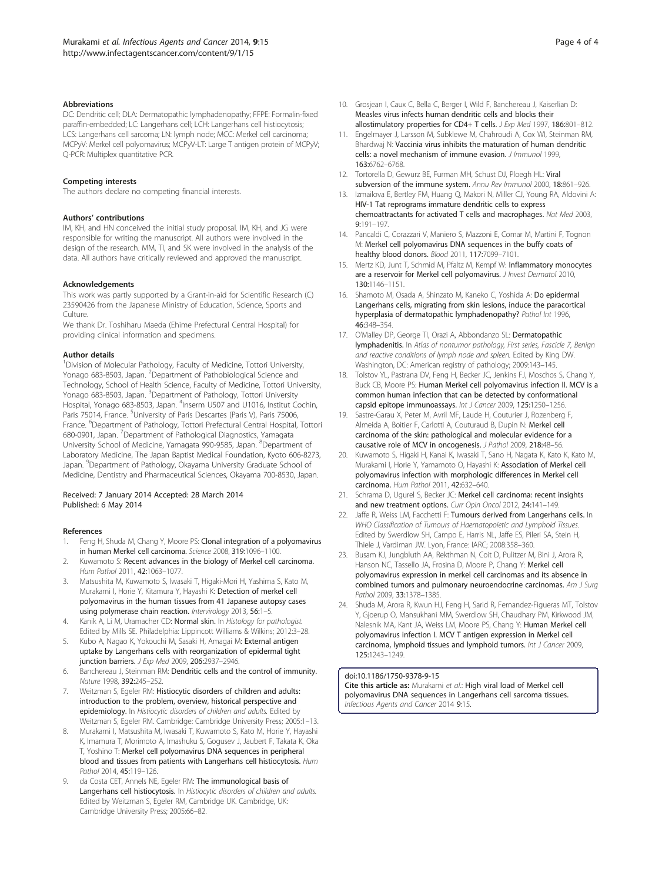### Abbreviations

DC: Dendritic cell; DLA: Dermatopathic lymphadenopathy; FFPE: Formalin-fixed paraffin-embedded; LC: Langerhans cell; LCH: Langerhans cell histiocytosis; LCS: Langerhans cell sarcoma; LN: lymph node; MCC: Merkel cell carcinoma; MCPyV: Merkel cell polyomavirus; MCPyV-LT: Large T antigen protein of MCPyV; Q-PCR: Multiplex quantitative PCR.

### Competing interests

The authors declare no competing financial interests.

### Authors' contributions

IM, KH, and HN conceived the initial study proposal. IM, KH, and JG were responsible for writing the manuscript. All authors were involved in the design of the research. MM, TI, and SK were involved in the analysis of the data. All authors have critically reviewed and approved the manuscript.

### Acknowledgements

This work was partly supported by a Grant-in-aid for Scientific Research (C) 23590426 from the Japanese Ministry of Education, Science, Sports and Culture.

We thank Dr. Toshiharu Maeda (Ehime Prefectural Central Hospital) for providing clinical information and specimens.

### Author details

[1]Division of Molecular Pathology, Faculty of Medicine, Tottori University, Yonago 683-8503, Japan. [2]Department of Pathobiological Science and Technology, School of Health Science, Faculty of Medicine, Tottori University, Yonago 683-8503, Japan. [3]Department of Pathology, Tottori University Hospital, Yonago 683-8503, Japan. [4]Inserm U507 and U1016, Institut Cochin, Paris 75014, France. [5]University of Paris Descartes (Paris V), Paris 75006, France. [6]Department of Pathology, Tottori Prefectural Central Hospital, Tottori 680-0901, Japan. [7]Department of Pathological Diagnostics, Yamagata University School of Medicine, Yamagata 990-9585, Japan. [8]Department of Laboratory Medicine, The Japan Baptist Medical Foundation, Kyoto 606-8273, Japan. [9]Department of Pathology, Okayama University Graduate School of Medicine, Dentistry and Pharmaceutical Sciences, Okayama 700-8530, Japan.

Received: 7 January 2014 Accepted: 28 March 2014
Published: 6 May 2014

### References

1. Feng H, Shuda M, Chang Y, Moore PS: **Clonal integration of a polyomavirus in human Merkel cell carcinoma.** *Science* 2008, **319:**1096–1100.
2. Kuwamoto S: **Recent advances in the biology of Merkel cell carcinoma.** *Hum Pathol* 2011, **42:**1063–1077.
3. Matsushita M, Kuwamoto S, Iwasaki T, Higaki-Mori H, Yashima S, Kato M, Murakami I, Horie Y, Kitamura Y, Hayashi K: **Detection of merkel cell polyomavirus in the human tissues from 41 Japanese autopsy cases using polymerase chain reaction.** *Intervirology* 2013, **56:**1–5.
4. Kanik A, Li M, Uramacher CD: **Normal skin.** In *Histology for pathologist.* Edited by Mills SE. Philadelphia: Lippincott Williams & Wilkins; 2012:3–28.
5. Kubo A, Nagao K, Yokouchi M, Sasaki H, Amagai M: **External antigen uptake by Langerhans cells with reorganization of epidermal tight junction barriers.** *J Exp Med* 2009, **206:**2937–2946.
6. Banchereau J, Steinman RM: **Dendritic cells and the control of immunity.** *Nature* 1998, **392:**245–252.
7. Weitzman S, Egeler RM: **Histiocytic disorders of children and adults: introduction to the problem, overview, historical perspective and epidemiology.** In *Histiocytic disorders of children and adults.* Edited by Weitzman S, Egeler RM. Cambridge: Cambridge University Press; 2005:1–13.
8. Murakami I, Matsushita M, Iwasaki T, Kuwamoto S, Kato M, Horie Y, Hayashi K, Imamura T, Morimoto A, Imashuku S, Gogusev J, Jaubert F, Takata K, Oka T, Yoshino T: **Merkel cell polyomavirus DNA sequences in peripheral blood and tissues from patients with Langerhans cell histiocytosis.** *Hum Pathol* 2014, **45:**119–126.
9. da Costa CET, Annels NE, Egeler RM: **The immunological basis of Langerhans cell histiocytosis.** In *Histiocytic disorders of children and adults.* Edited by Weitzman S, Egeler RM, Cambridge UK. Cambridge, UK: Cambridge University Press; 2005:66–82.
10. Grosjean I, Caux C, Bella C, Berger I, Wild F, Banchereau J, Kaiserlian D: **Measles virus infects human dendritic cells and blocks their allostimulatory properties for CD4+ T cells.** *J Exp Med* 1997, **186:**801–812.
11. Engelmayer J, Larsson M, Subklewe M, Chahroudi A, Cox WI, Steinman RM, Bhardwaj N: **Vaccinia virus inhibits the maturation of human dendritic cells: a novel mechanism of immune evasion.** *J Immunol* 1999, **163:**6762–6768.
12. Tortorella D, Gewurz BE, Furman MH, Schust DJ, Ploegh HL: **Viral subversion of the immune system.** *Annu Rev Immunol* 2000, **18:**861–926.
13. Izmailova E, Bertley FM, Huang Q, Makori N, Miller CJ, Young RA, Aldovini A: **HIV-1 Tat reprograms immature dendritic cells to express chemoattractants for activated T cells and macrophages.** *Nat Med* 2003, **9:**191–197.
14. Pancaldi C, Corazzari V, Maniero S, Mazzoni E, Comar M, Martini F, Tognon M: **Merkel cell polyomavirus DNA sequences in the buffy coats of healthy blood donors.** *Blood* 2011, **117:**7099–7101.
15. Mertz KD, Junt T, Schmid M, Pfaltz M, Kempf W: **Inflammatory monocytes are a reservoir for Merkel cell polyomavirus.** *J Invest Dermatol* 2010, **130:**1146–1151.
16. Shamoto M, Osada A, Shinzato M, Kaneko C, Yoshida A: **Do epidermal Langerhans cells, migrating from skin lesions, induce the paracortical hyperplasia of dermatopathic lymphadenopathy?** *Pathol Int* 1996, **46:**348–354.
17. O'Malley DP, George TI, Orazi A, Abbondanzo SL: **Dermatopathic lymphadenitis.** In *Atlas of nontumor pathology, First series, Fascicle 7, Benign and reactive conditions of lymph node and spleen.* Edited by King DW. Washington, DC: American registry of pathology; 2009:143–145.
18. Tolstov YL, Pastrana DV, Feng H, Becker JC, Jenkins FJ, Moschos S, Chang Y, Buck CB, Moore PS: **Human Merkel cell polyomavirus infection II. MCV is a common human infection that can be detected by conformational capsid epitope immunoassays.** *Int J Cancer* 2009, **125:**1250–1256.
19. Sastre-Garau X, Peter M, Avril MF, Laude H, Couturier J, Rozenberg F, Almeida A, Boitier F, Carlotti A, Couturaud B, Dupin N: **Merkel cell carcinoma of the skin: pathological and molecular evidence for a causative role of MCV in oncogenesis.** *J Pathol* 2009, **218:**48–56.
20. Kuwamoto S, Higaki H, Kanai K, Iwasaki T, Sano H, Nagata K, Kato K, Kato M, Murakami I, Horie Y, Yamamoto O, Hayashi K: **Association of Merkel cell polyomavirus infection with morphologic differences in Merkel cell carcinoma.** *Hum Pathol* 2011, **42:**632–640.
21. Schrama D, Ugurel S, Becker JC: **Merkel cell carcinoma: recent insights and new treatment options.** *Curr Opin Oncol* 2012, **24:**141–149.
22. Jaffe R, Weiss LM, Facchetti F: **Tumours derived from Langerhans cells.** In *WHO Classification of Tumours of Haematopoietic and Lymphoid Tissues.* Edited by Swerdlow SH, Campo E, Harris NL, Jaffe ES, Pileri SA, Stein H, Thiele J, Vardiman JW. Lyon, France: IARC; 2008:358–360.
23. Busam KJ, Jungbluth AA, Rekthman N, Coit D, Pulitzer M, Bini J, Arora R, Hanson NC, Tassello JA, Frosina D, Moore P, Chang Y: **Merkel cell polyomavirus expression in merkel cell carcinomas and its absence in combined tumors and pulmonary neuroendocrine carcinomas.** *Am J Surg Pathol* 2009, **33:**1378–1385.
24. Shuda M, Arora R, Kwun HJ, Feng H, Sarid R, Fernandez-Figueras MT, Tolstov Y, Gjoerup O, Mansukhani MM, Swerdlow SH, Chaudhary PM, Kirkwood JM, Nalesnik MA, Kant JA, Weiss LM, Moore PS, Chang Y: **Human Merkel cell polyomavirus infection I. MCV T antigen expression in Merkel cell carcinoma, lymphoid tissues and lymphoid tumors.** *Int J Cancer* 2009, **125:**1243–1249.

doi:10.1186/1750-9378-9-15
**Cite this article as:** Murakami *et al.*: High viral load of Merkel cell polyomavirus DNA sequences in Langerhans cell sarcoma tissues. *Infectious Agents and Cancer* 2014 **9**:15.